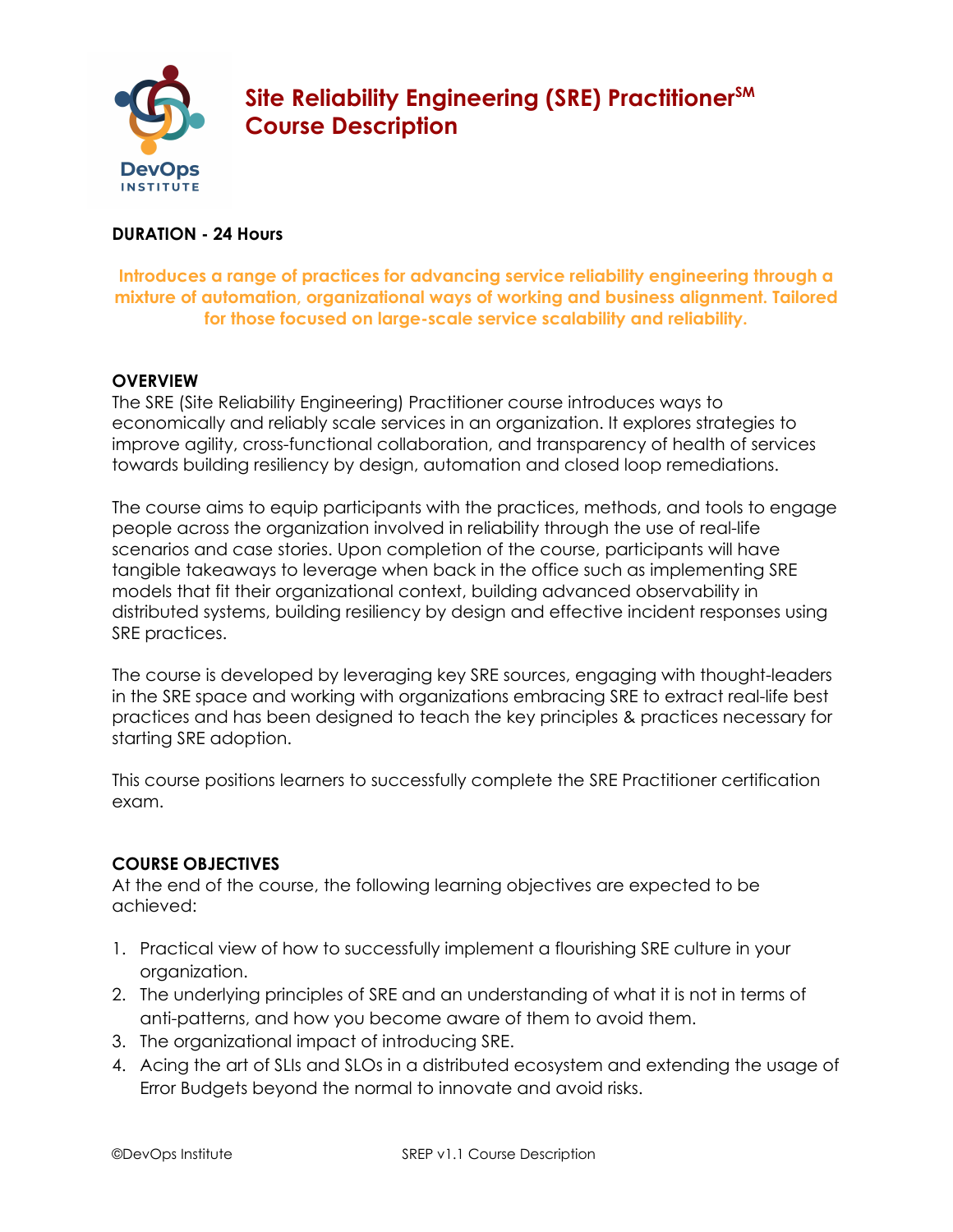# Site Reliability Engineering (SRE) Practitioner℠ Course Description

**DURATION - 24 Hours**

**Introduces a range of practices for advancing service reliability engineering through a mixture of automation, organizational ways of working and business alignment. Tailored for those focused on large-scale service scalability and reliability.**

## OVERVIEW

The SRE (Site Reliability Engineering) Practitioner course introduces ways to economically and reliably scale services in an organization. It explores strategies to improve agility, cross-functional collaboration, and transparency of health of services towards building resiliency by design, automation and closed loop remediations.

The course aims to equip participants with the practices, methods, and tools to engage people across the organization involved in reliability through the use of real-life scenarios and case stories. Upon completion of the course, participants will have tangible takeaways to leverage when back in the office such as implementing SRE models that fit their organizational context, building advanced observability in distributed systems, building resiliency by design and effective incident responses using SRE practices.

The course is developed by leveraging key SRE sources, engaging with thought-leaders in the SRE space and working with organizations embracing SRE to extract real-life best practices and has been designed to teach the key principles & practices necessary for starting SRE adoption.

This course positions learners to successfully complete the SRE Practitioner certification exam.

## COURSE OBJECTIVES

At the end of the course, the following learning objectives are expected to be achieved:

1. Practical view of how to successfully implement a flourishing SRE culture in your organization.
2. The underlying principles of SRE and an understanding of what it is not in terms of anti-patterns, and how you become aware of them to avoid them.
3. The organizational impact of introducing SRE.
4. Acing the art of SLIs and SLOs in a distributed ecosystem and extending the usage of Error Budgets beyond the normal to innovate and avoid risks.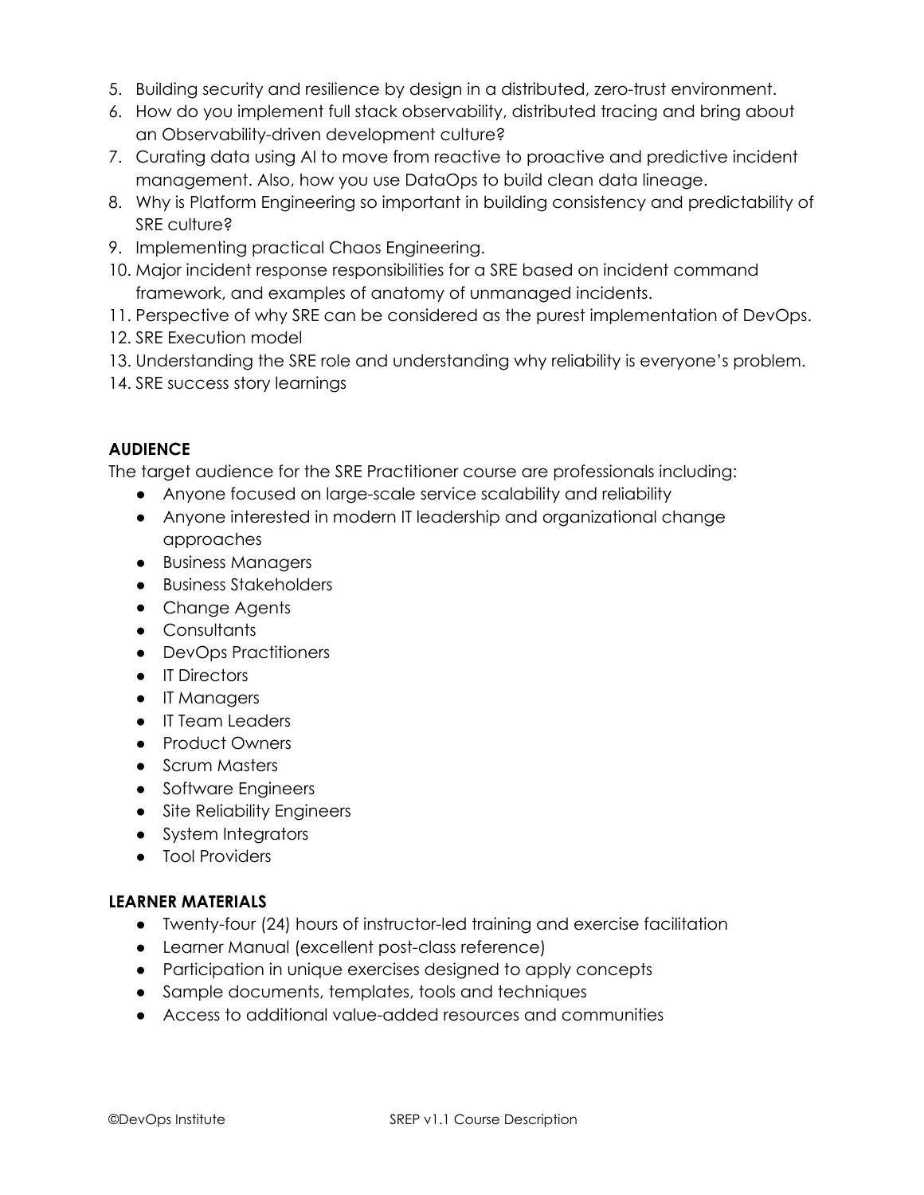5. Building security and resilience by design in a distributed, zero-trust environment.
6. How do you implement full stack observability, distributed tracing and bring about an Observability-driven development culture?
7. Curating data using AI to move from reactive to proactive and predictive incident management. Also, how you use DataOps to build clean data lineage.
8. Why is Platform Engineering so important in building consistency and predictability of SRE culture?
9. Implementing practical Chaos Engineering.
10. Major incident response responsibilities for a SRE based on incident command framework, and examples of anatomy of unmanaged incidents.
11. Perspective of why SRE can be considered as the purest implementation of DevOps.
12. SRE Execution model
13. Understanding the SRE role and understanding why reliability is everyone's problem.
14. SRE success story learnings

**AUDIENCE**

The target audience for the SRE Practitioner course are professionals including:

- Anyone focused on large-scale service scalability and reliability
- Anyone interested in modern IT leadership and organizational change approaches
- Business Managers
- Business Stakeholders
- Change Agents
- Consultants
- DevOps Practitioners
- IT Directors
- IT Managers
- IT Team Leaders
- Product Owners
- Scrum Masters
- Software Engineers
- Site Reliability Engineers
- System Integrators
- Tool Providers

**LEARNER MATERIALS**

- Twenty-four (24) hours of instructor-led training and exercise facilitation
- Learner Manual (excellent post-class reference)
- Participation in unique exercises designed to apply concepts
- Sample documents, templates, tools and techniques
- Access to additional value-added resources and communities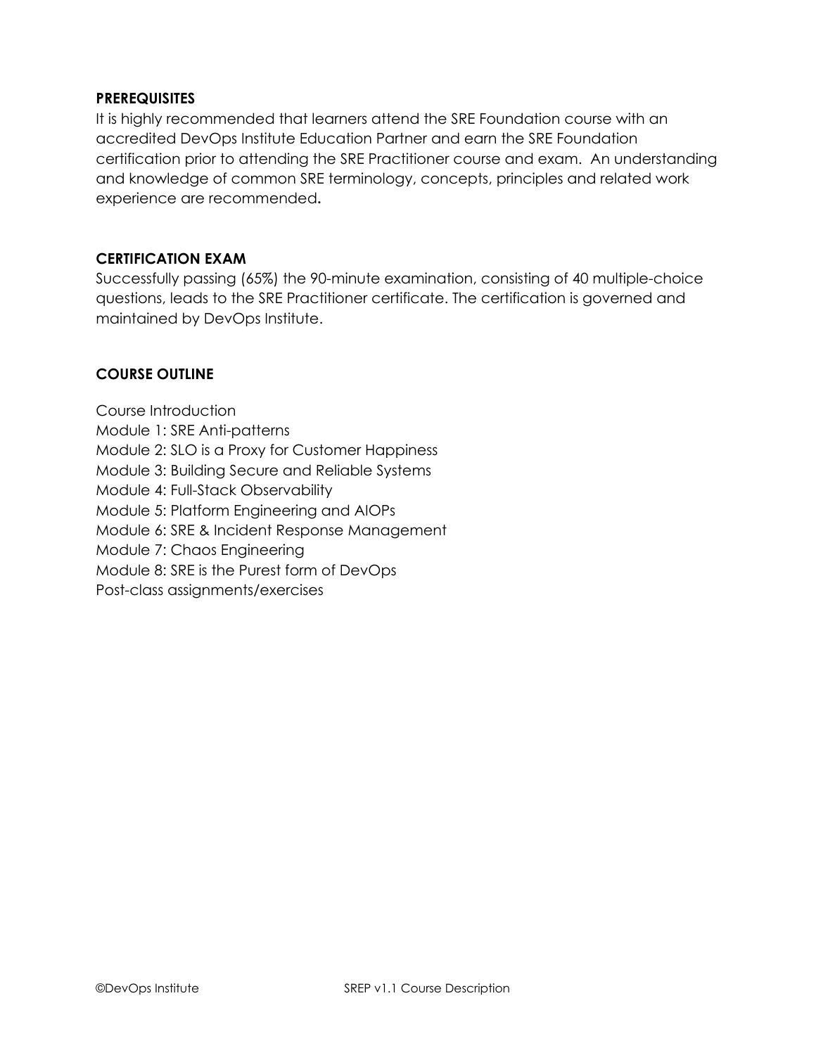**PREREQUISITES**

It is highly recommended that learners attend the SRE Foundation course with an accredited DevOps Institute Education Partner and earn the SRE Foundation certification prior to attending the SRE Practitioner course and exam. An understanding and knowledge of common SRE terminology, concepts, principles and related work experience are recommended**.**

**CERTIFICATION EXAM**

Successfully passing (65%) the 90-minute examination, consisting of 40 multiple-choice questions, leads to the SRE Practitioner certificate. The certification is governed and maintained by DevOps Institute.

**COURSE OUTLINE**

Course Introduction
Module 1: SRE Anti-patterns
Module 2: SLO is a Proxy for Customer Happiness
Module 3: Building Secure and Reliable Systems
Module 4: Full-Stack Observability
Module 5: Platform Engineering and AIOPs
Module 6: SRE & Incident Response Management
Module 7: Chaos Engineering
Module 8: SRE is the Purest form of DevOps
Post-class assignments/exercises